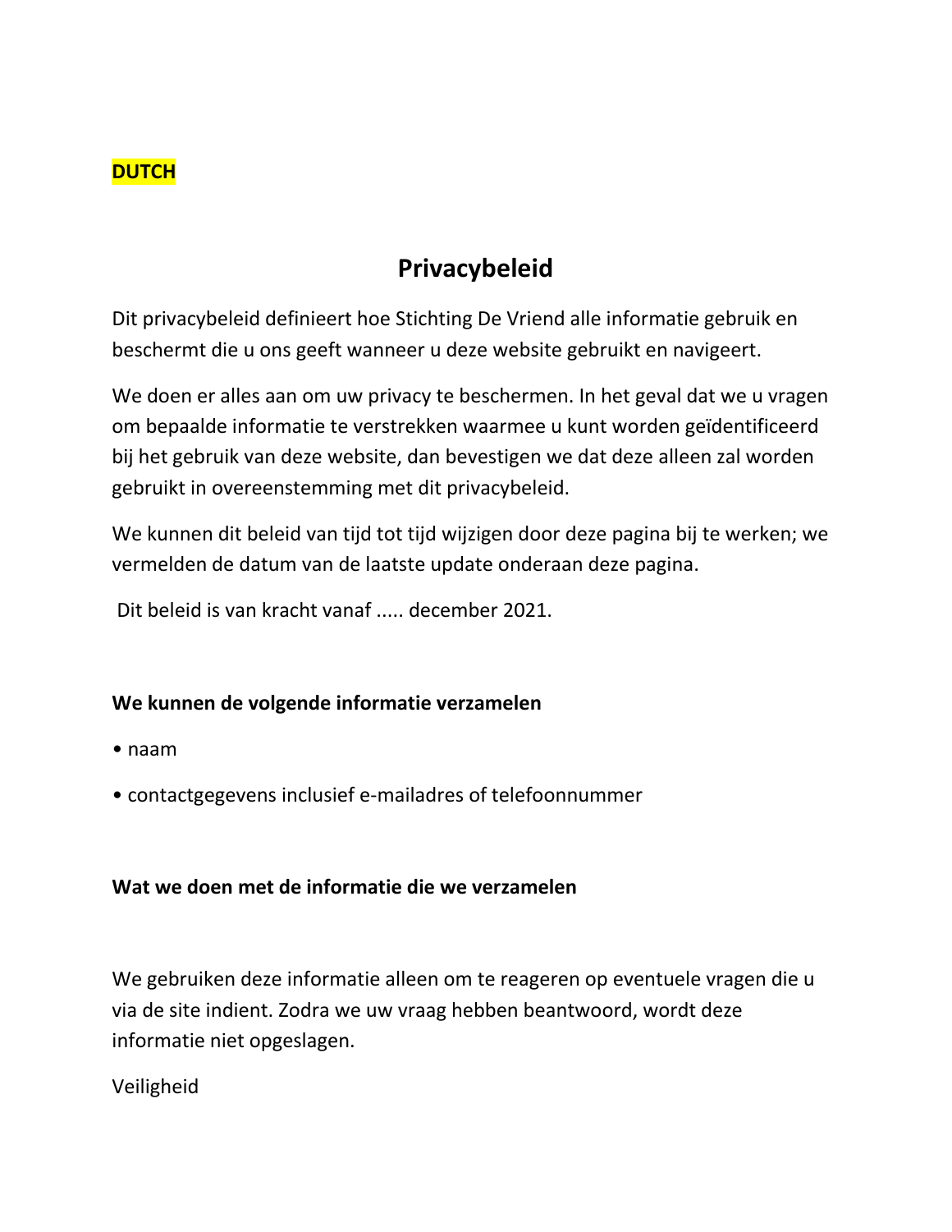**DUTCH**

# Privacybeleid

Dit privacybeleid definieert hoe Stichting De Vriend alle informatie gebruik en beschermt die u ons geeft wanneer u deze website gebruikt en navigeert.

We doen er alles aan om uw privacy te beschermen. In het geval dat we u vragen om bepaalde informatie te verstrekken waarmee u kunt worden geïdentificeerd bij het gebruik van deze website, dan bevestigen we dat deze alleen zal worden gebruikt in overeenstemming met dit privacybeleid.

We kunnen dit beleid van tijd tot tijd wijzigen door deze pagina bij te werken; we vermelden de datum van de laatste update onderaan deze pagina.

Dit beleid is van kracht vanaf ..... december 2021.

**We kunnen de volgende informatie verzamelen**

- naam
- contactgegevens inclusief e-mailadres of telefoonnummer

**Wat we doen met de informatie die we verzamelen**

We gebruiken deze informatie alleen om te reageren op eventuele vragen die u via de site indient. Zodra we uw vraag hebben beantwoord, wordt deze informatie niet opgeslagen.

Veiligheid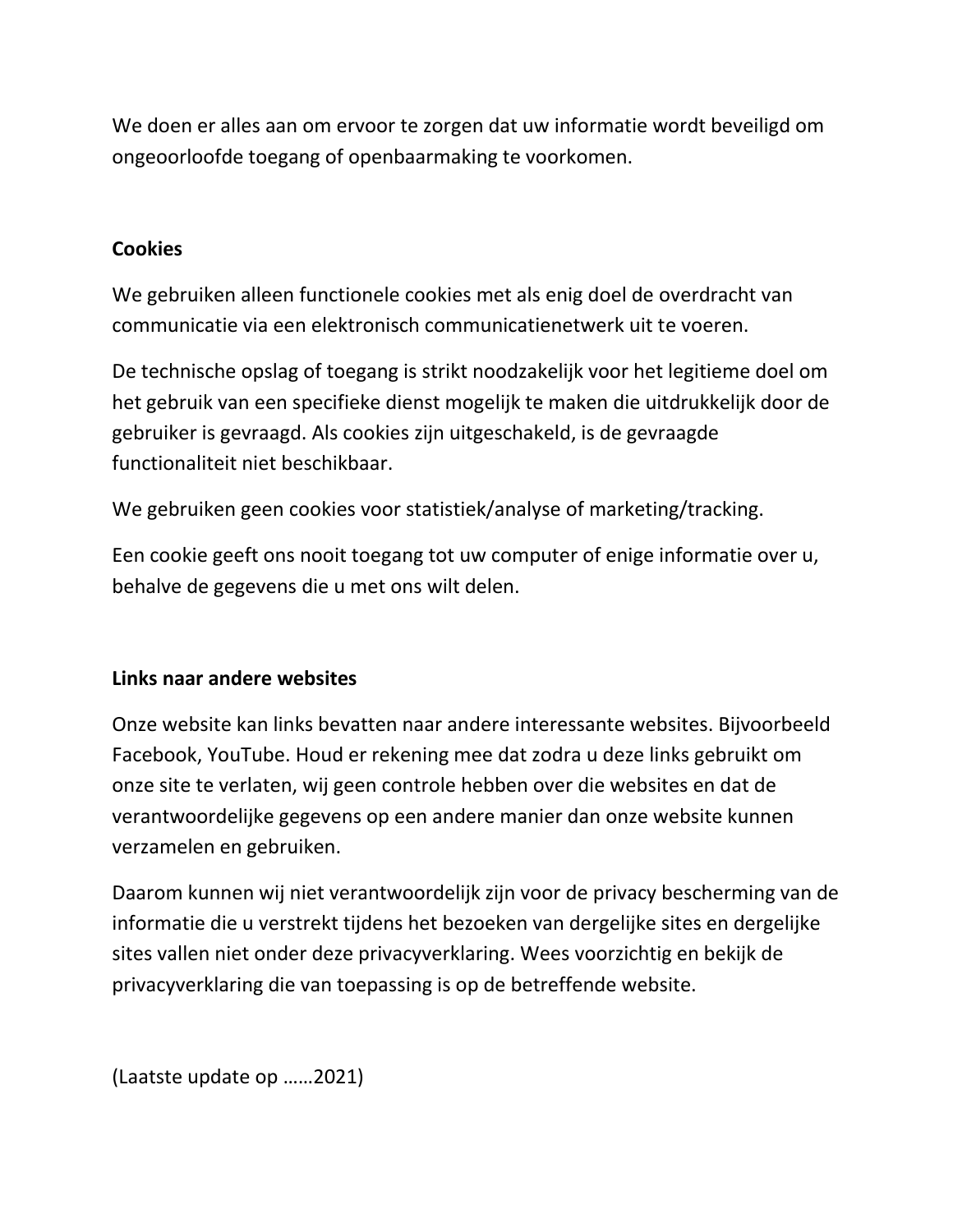We doen er alles aan om ervoor te zorgen dat uw informatie wordt beveiligd om ongeoorloofde toegang of openbaarmaking te voorkomen.

**Cookies**

We gebruiken alleen functionele cookies met als enig doel de overdracht van communicatie via een elektronisch communicatienetwerk uit te voeren.

De technische opslag of toegang is strikt noodzakelijk voor het legitieme doel om het gebruik van een specifieke dienst mogelijk te maken die uitdrukkelijk door de gebruiker is gevraagd. Als cookies zijn uitgeschakeld, is de gevraagde functionaliteit niet beschikbaar.

We gebruiken geen cookies voor statistiek/analyse of marketing/tracking.

Een cookie geeft ons nooit toegang tot uw computer of enige informatie over u, behalve de gegevens die u met ons wilt delen.

**Links naar andere websites**

Onze website kan links bevatten naar andere interessante websites. Bijvoorbeeld Facebook, YouTube. Houd er rekening mee dat zodra u deze links gebruikt om onze site te verlaten, wij geen controle hebben over die websites en dat de verantwoordelijke gegevens op een andere manier dan onze website kunnen verzamelen en gebruiken.

Daarom kunnen wij niet verantwoordelijk zijn voor de privacy bescherming van de informatie die u verstrekt tijdens het bezoeken van dergelijke sites en dergelijke sites vallen niet onder deze privacyverklaring. Wees voorzichtig en bekijk de privacyverklaring die van toepassing is op de betreffende website.

(Laatste update op ……2021)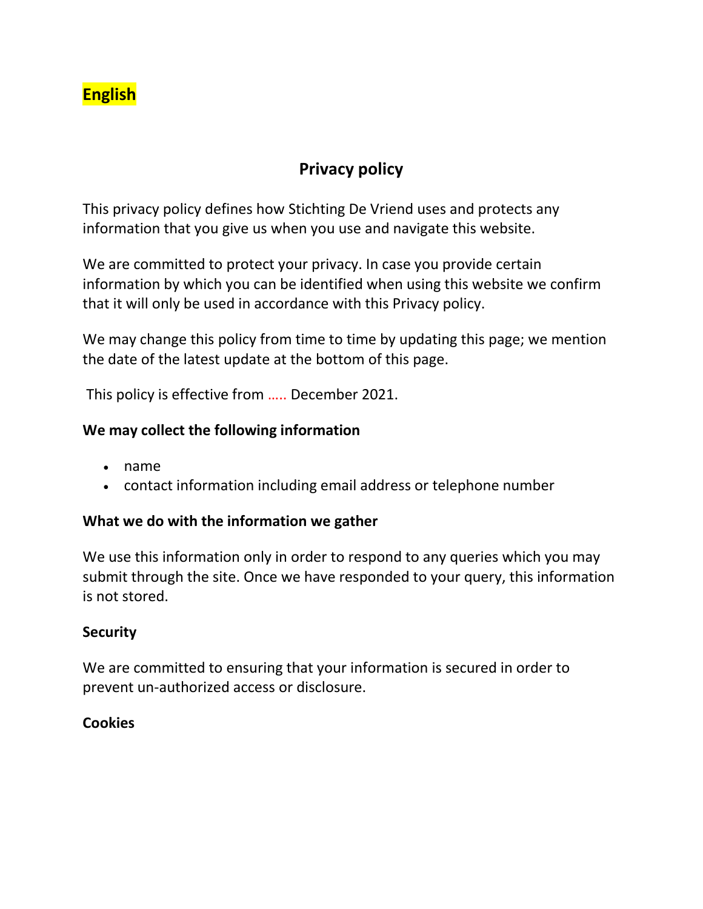**English**

## Privacy policy

This privacy policy defines how Stichting De Vriend uses and protects any information that you give us when you use and navigate this website.

We are committed to protect your privacy. In case you provide certain information by which you can be identified when using this website we confirm that it will only be used in accordance with this Privacy policy.

We may change this policy from time to time by updating this page; we mention the date of the latest update at the bottom of this page.

This policy is effective from ….. December 2021.

### We may collect the following information

- name
- contact information including email address or telephone number

### What we do with the information we gather

We use this information only in order to respond to any queries which you may submit through the site. Once we have responded to your query, this information is not stored.

### Security

We are committed to ensuring that your information is secured in order to prevent un-authorized access or disclosure.

### Cookies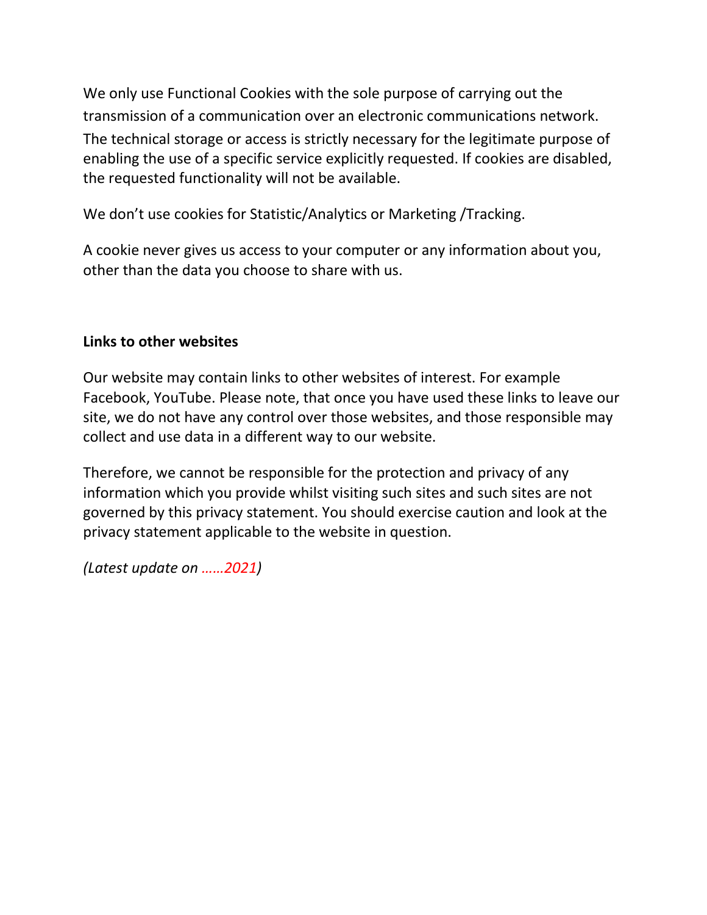We only use Functional Cookies with the sole purpose of carrying out the transmission of a communication over an electronic communications network. The technical storage or access is strictly necessary for the legitimate purpose of enabling the use of a specific service explicitly requested. If cookies are disabled, the requested functionality will not be available.

We don't use cookies for Statistic/Analytics or Marketing /Tracking.

A cookie never gives us access to your computer or any information about you, other than the data you choose to share with us.

**Links to other websites**

Our website may contain links to other websites of interest. For example Facebook, YouTube. Please note, that once you have used these links to leave our site, we do not have any control over those websites, and those responsible may collect and use data in a different way to our website.

Therefore, we cannot be responsible for the protection and privacy of any information which you provide whilst visiting such sites and such sites are not governed by this privacy statement. You should exercise caution and look at the privacy statement applicable to the website in question.

*(Latest update on ……2021)*